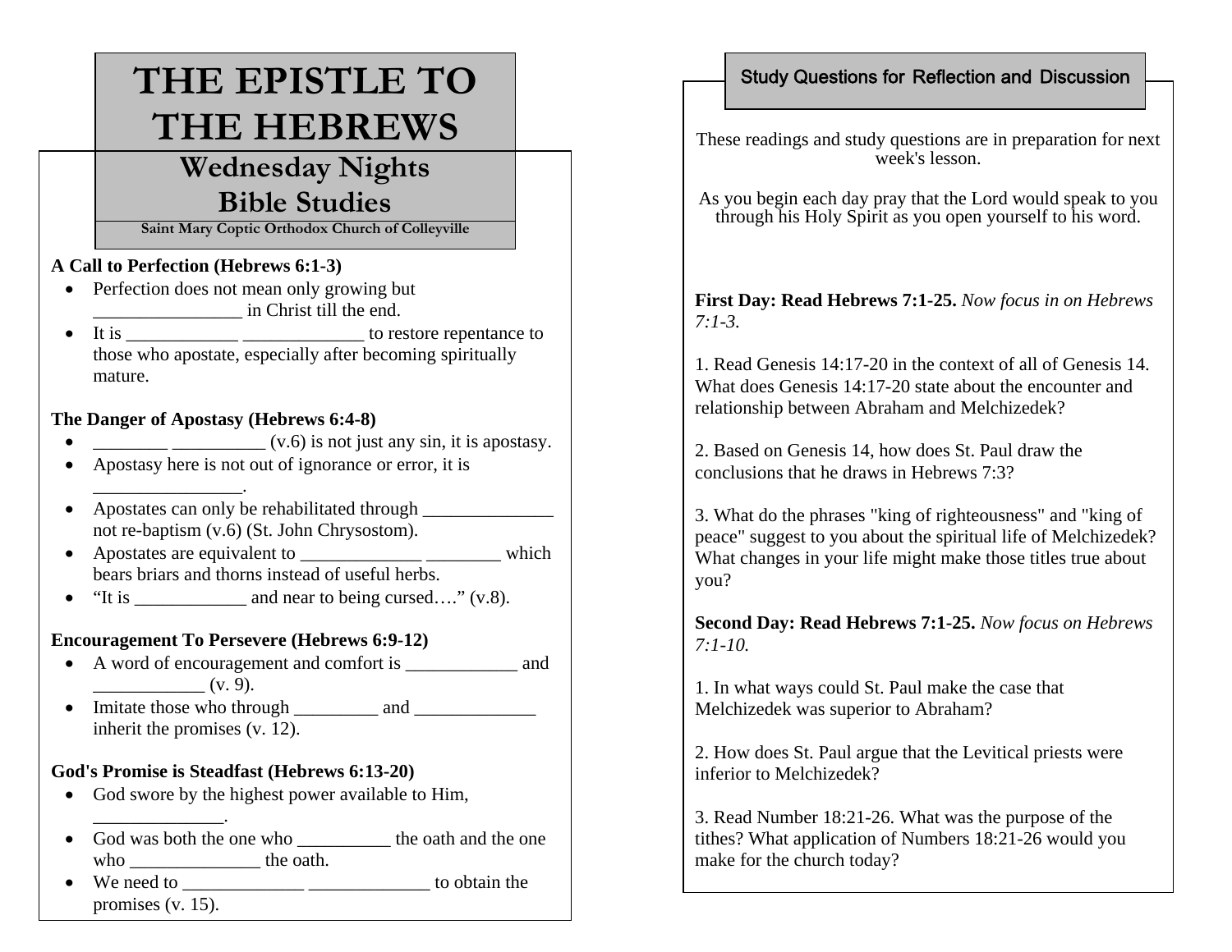# THE EPISTLE TO THE HEBREWS

## Wednesday Nights Bible Studies

**Saint Mary Coptic Orthodox Church of Colleyville**

**A Call to Perfection (Hebrews 6:1-3)**

- Perfection does not mean only growing but ________________ in Christ till the end.
- It is ____________ _____________ to restore repentance to those who apostate, especially after becoming spiritually mature.

**The Danger of Apostasy (Hebrews 6:4-8)**

- ________ __________ (v.6) is not just any sin, it is apostasy.
- Apostasy here is not out of ignorance or error, it is ________________.
- Apostates can only be rehabilitated through ______________ not re-baptism (v.6) (St. John Chrysostom).
- Apostates are equivalent to _____________ ________ which bears briars and thorns instead of useful herbs.
- "It is ____________ and near to being cursed…." (v.8).

**Encouragement To Persevere (Hebrews 6:9-12)**

- A word of encouragement and comfort is ____________ and ____________ (v. 9).
- Imitate those who through _________ and _____________ inherit the promises (v. 12).

**God's Promise is Steadfast (Hebrews 6:13-20)**

- God swore by the highest power available to Him, ______________.
- God was both the one who __________ the oath and the one who ______________ the oath.
- We need to _____________ _____________ to obtain the promises (v. 15).

## Study Questions for Reflection and Discussion

These readings and study questions are in preparation for next week's lesson.

As you begin each day pray that the Lord would speak to you through his Holy Spirit as you open yourself to his word.

**First Day: Read Hebrews 7:1-25.** *Now focus in on Hebrews 7:1-3.*

1. Read Genesis 14:17-20 in the context of all of Genesis 14. What does Genesis 14:17-20 state about the encounter and relationship between Abraham and Melchizedek?

2. Based on Genesis 14, how does St. Paul draw the conclusions that he draws in Hebrews 7:3?

3. What do the phrases "king of righteousness" and "king of peace" suggest to you about the spiritual life of Melchizedek? What changes in your life might make those titles true about you?

**Second Day: Read Hebrews 7:1-25.** *Now focus on Hebrews 7:1-10.*

1. In what ways could St. Paul make the case that Melchizedek was superior to Abraham?

2. How does St. Paul argue that the Levitical priests were inferior to Melchizedek?

3. Read Number 18:21-26. What was the purpose of the tithes? What application of Numbers 18:21-26 would you make for the church today?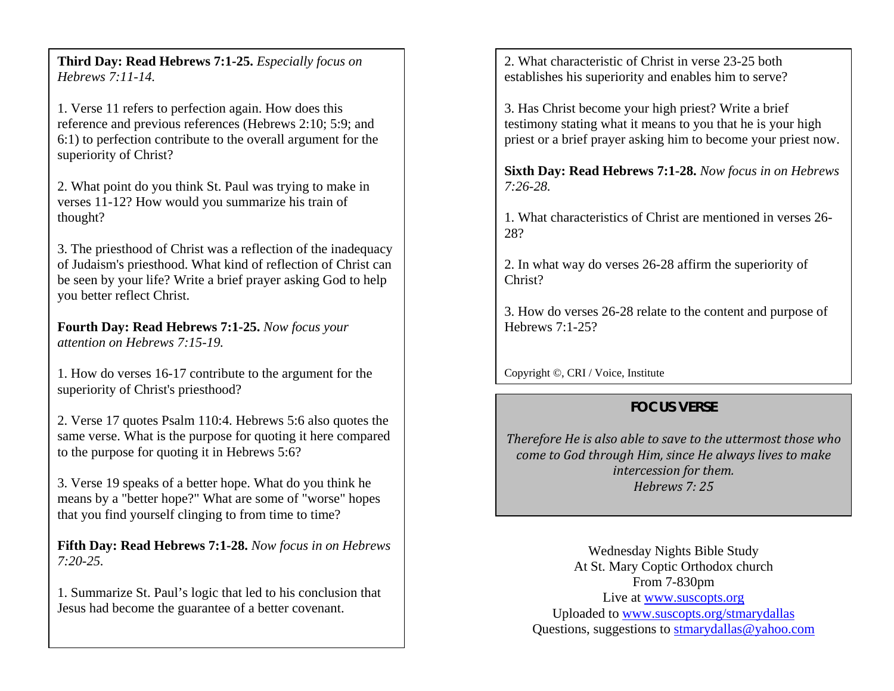**Third Day: Read Hebrews 7:1-25.** *Especially focus on Hebrews 7:11-14.*

1. Verse 11 refers to perfection again. How does this reference and previous references (Hebrews 2:10; 5:9; and 6:1) to perfection contribute to the overall argument for the superiority of Christ?

2. What point do you think St. Paul was trying to make in verses 11-12? How would you summarize his train of thought?

3. The priesthood of Christ was a reflection of the inadequacy of Judaism's priesthood. What kind of reflection of Christ can be seen by your life? Write a brief prayer asking God to help you better reflect Christ.

**Fourth Day: Read Hebrews 7:1-25.** *Now focus your attention on Hebrews 7:15-19.*

1. How do verses 16-17 contribute to the argument for the superiority of Christ's priesthood?

2. Verse 17 quotes Psalm 110:4. Hebrews 5:6 also quotes the same verse. What is the purpose for quoting it here compared to the purpose for quoting it in Hebrews 5:6?

3. Verse 19 speaks of a better hope. What do you think he means by a "better hope?" What are some of "worse" hopes that you find yourself clinging to from time to time?

**Fifth Day: Read Hebrews 7:1-28.** *Now focus in on Hebrews 7:20-25.*

1. Summarize St. Paul's logic that led to his conclusion that Jesus had become the guarantee of a better covenant.

2. What characteristic of Christ in verse 23-25 both establishes his superiority and enables him to serve?

3. Has Christ become your high priest? Write a brief testimony stating what it means to you that he is your high priest or a brief prayer asking him to become your priest now.

**Sixth Day: Read Hebrews 7:1-28.** *Now focus in on Hebrews 7:26-28.*

1. What characteristics of Christ are mentioned in verses 26-28?

2. In what way do verses 26-28 affirm the superiority of Christ?

3. How do verses 26-28 relate to the content and purpose of Hebrews 7:1-25?

Copyright ©, CRI / Voice, Institute

**FOCUS VERSE**

*Therefore He is also able to save to the uttermost those who come to God through Him, since He always lives to make intercession for them.*
*Hebrews 7: 25*

Wednesday Nights Bible Study
At St. Mary Coptic Orthodox church
From 7-830pm
Live at www.suscopts.org
Uploaded to www.suscopts.org/stmarydallas
Questions, suggestions to stmarydallas@yahoo.com